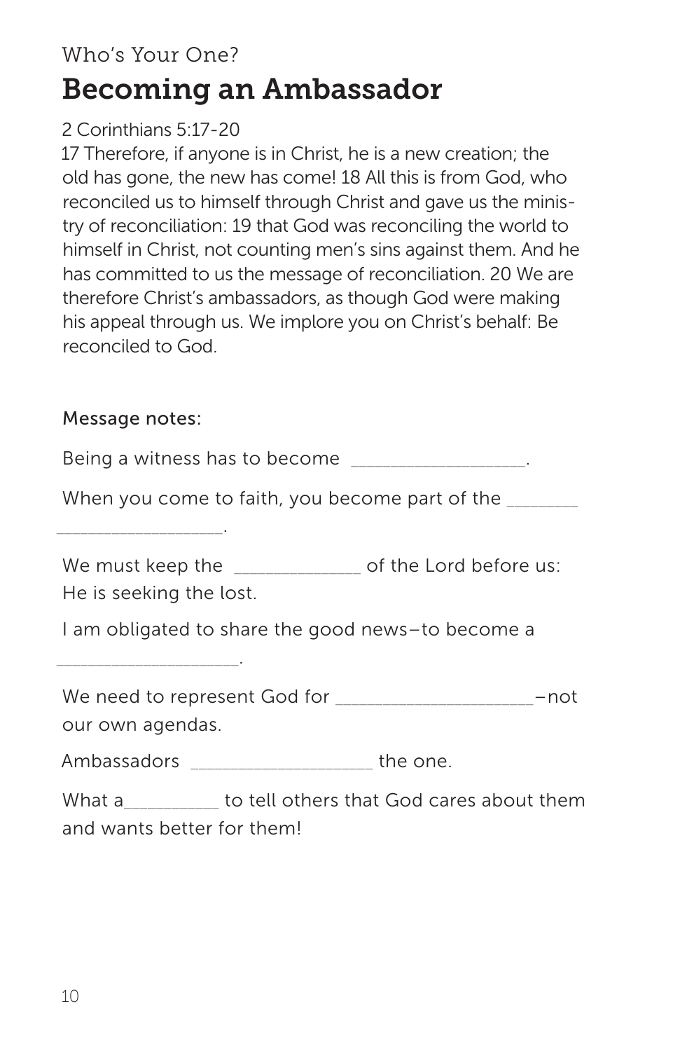Who's Your One?

# Becoming an Ambassador

2 Corinthians 5:17-20

17 Therefore, if anyone is in Christ, he is a new creation; the old has gone, the new has come! 18 All this is from God, who reconciled us to himself through Christ and gave us the ministry of reconciliation: 19 that God was reconciling the world to himself in Christ, not counting men's sins against them. And he has committed to us the message of reconciliation. 20 We are therefore Christ's ambassadors, as though God were making his appeal through us. We implore you on Christ's behalf: Be reconciled to God.

Message notes:

Being a witness has to become __________________.

When you come to faith, you become part of the _______ __________________.

We must keep the _____________ of the Lord before us: He is seeking the lost.

I am obligated to share the good news–to become a ___________________.

We need to represent God for ____________________–not our own agendas.

Ambassadors ___________________ the one.

What a__________ to tell others that God cares about them and wants better for them!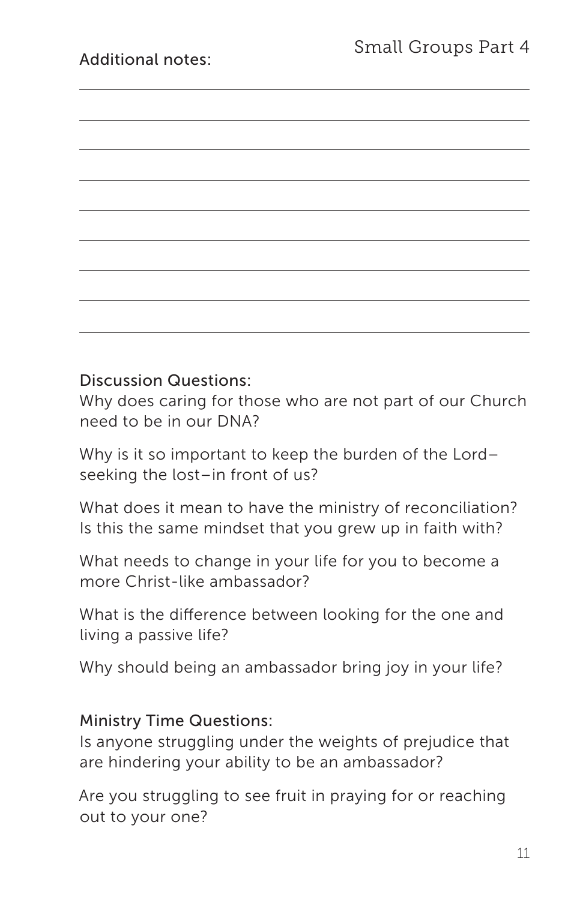Additional notes:

Discussion Questions:

Why does caring for those who are not part of our Church need to be in our DNA?

Why is it so important to keep the burden of the Lord–seeking the lost–in front of us?

What does it mean to have the ministry of reconciliation? Is this the same mindset that you grew up in faith with?

What needs to change in your life for you to become a more Christ-like ambassador?

What is the difference between looking for the one and living a passive life?

Why should being an ambassador bring joy in your life?

Ministry Time Questions:

Is anyone struggling under the weights of prejudice that are hindering your ability to be an ambassador?

Are you struggling to see fruit in praying for or reaching out to your one?